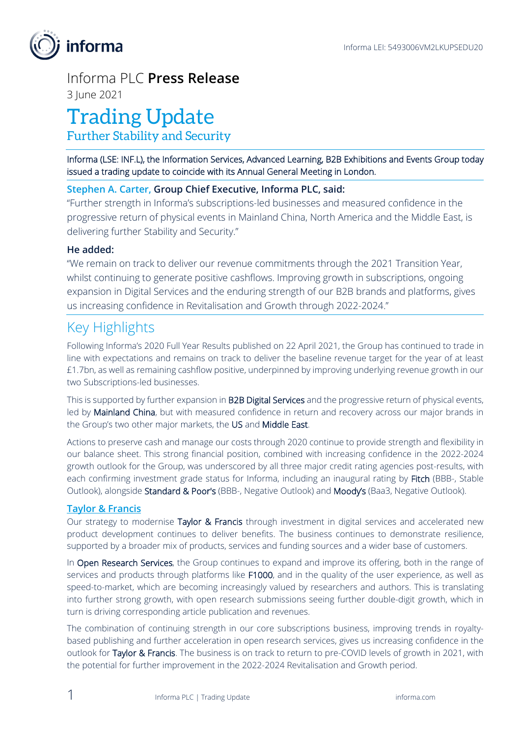Informa LEI: 5493006VM2LKUPSEDU20

Informa PLC **Press Release**

3 June 2021

# Trading Update

## Further Stability and Security

Informa (LSE: INF.L), the Information Services, Advanced Learning, B2B Exhibitions and Events Group today issued a trading update to coincide with its Annual General Meeting in London.

**Stephen A. Carter, Group Chief Executive, Informa PLC, said:**

"Further strength in Informa's subscriptions-led businesses and measured confidence in the progressive return of physical events in Mainland China, North America and the Middle East, is delivering further Stability and Security."

**He added:**

"We remain on track to deliver our revenue commitments through the 2021 Transition Year, whilst continuing to generate positive cashflows. Improving growth in subscriptions, ongoing expansion in Digital Services and the enduring strength of our B2B brands and platforms, gives us increasing confidence in Revitalisation and Growth through 2022-2024."

## Key Highlights

Following Informa's 2020 Full Year Results published on 22 April 2021, the Group has continued to trade in line with expectations and remains on track to deliver the baseline revenue target for the year of at least £1.7bn, as well as remaining cashflow positive, underpinned by improving underlying revenue growth in our two Subscriptions-led businesses.

This is supported by further expansion in B2B Digital Services and the progressive return of physical events, led by Mainland China, but with measured confidence in return and recovery across our major brands in the Group's two other major markets, the US and Middle East.

Actions to preserve cash and manage our costs through 2020 continue to provide strength and flexibility in our balance sheet. This strong financial position, combined with increasing confidence in the 2022-2024 growth outlook for the Group, was underscored by all three major credit rating agencies post-results, with each confirming investment grade status for Informa, including an inaugural rating by Fitch (BBB-, Stable Outlook), alongside Standard & Poor's (BBB-, Negative Outlook) and Moody's (Baa3, Negative Outlook).

### Taylor & Francis

Our strategy to modernise Taylor & Francis through investment in digital services and accelerated new product development continues to deliver benefits. The business continues to demonstrate resilience, supported by a broader mix of products, services and funding sources and a wider base of customers.

In Open Research Services, the Group continues to expand and improve its offering, both in the range of services and products through platforms like F1000, and in the quality of the user experience, as well as speed-to-market, which are becoming increasingly valued by researchers and authors. This is translating into further strong growth, with open research submissions seeing further double-digit growth, which in turn is driving corresponding article publication and revenues.

The combination of continuing strength in our core subscriptions business, improving trends in royalty-based publishing and further acceleration in open research services, gives us increasing confidence in the outlook for Taylor & Francis. The business is on track to return to pre-COVID levels of growth in 2021, with the potential for further improvement in the 2022-2024 Revitalisation and Growth period.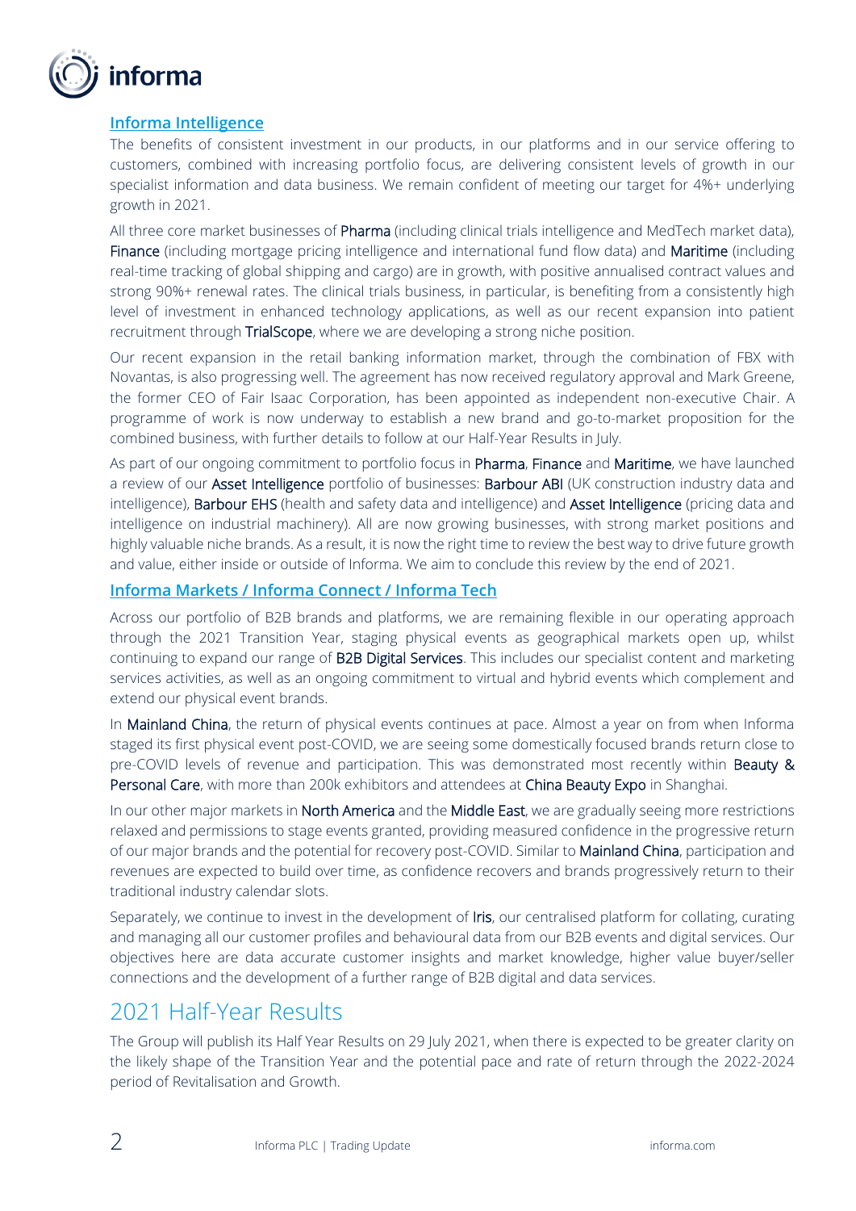### Informa Intelligence

The benefits of consistent investment in our products, in our platforms and in our service offering to customers, combined with increasing portfolio focus, are delivering consistent levels of growth in our specialist information and data business. We remain confident of meeting our target for 4%+ underlying growth in 2021.

All three core market businesses of Pharma (including clinical trials intelligence and MedTech market data), Finance (including mortgage pricing intelligence and international fund flow data) and Maritime (including real-time tracking of global shipping and cargo) are in growth, with positive annualised contract values and strong 90%+ renewal rates. The clinical trials business, in particular, is benefiting from a consistently high level of investment in enhanced technology applications, as well as our recent expansion into patient recruitment through TrialScope, where we are developing a strong niche position.

Our recent expansion in the retail banking information market, through the combination of FBX with Novantas, is also progressing well. The agreement has now received regulatory approval and Mark Greene, the former CEO of Fair Isaac Corporation, has been appointed as independent non-executive Chair. A programme of work is now underway to establish a new brand and go-to-market proposition for the combined business, with further details to follow at our Half-Year Results in July.

As part of our ongoing commitment to portfolio focus in Pharma, Finance and Maritime, we have launched a review of our Asset Intelligence portfolio of businesses: Barbour ABI (UK construction industry data and intelligence), Barbour EHS (health and safety data and intelligence) and Asset Intelligence (pricing data and intelligence on industrial machinery). All are now growing businesses, with strong market positions and highly valuable niche brands. As a result, it is now the right time to review the best way to drive future growth and value, either inside or outside of Informa. We aim to conclude this review by the end of 2021.

### Informa Markets / Informa Connect / Informa Tech

Across our portfolio of B2B brands and platforms, we are remaining flexible in our operating approach through the 2021 Transition Year, staging physical events as geographical markets open up, whilst continuing to expand our range of B2B Digital Services. This includes our specialist content and marketing services activities, as well as an ongoing commitment to virtual and hybrid events which complement and extend our physical event brands.

In Mainland China, the return of physical events continues at pace. Almost a year on from when Informa staged its first physical event post-COVID, we are seeing some domestically focused brands return close to pre-COVID levels of revenue and participation. This was demonstrated most recently within Beauty & Personal Care, with more than 200k exhibitors and attendees at China Beauty Expo in Shanghai.

In our other major markets in North America and the Middle East, we are gradually seeing more restrictions relaxed and permissions to stage events granted, providing measured confidence in the progressive return of our major brands and the potential for recovery post-COVID. Similar to Mainland China, participation and revenues are expected to build over time, as confidence recovers and brands progressively return to their traditional industry calendar slots.

Separately, we continue to invest in the development of Iris, our centralised platform for collating, curating and managing all our customer profiles and behavioural data from our B2B events and digital services. Our objectives here are data accurate customer insights and market knowledge, higher value buyer/seller connections and the development of a further range of B2B digital and data services.

## 2021 Half-Year Results

The Group will publish its Half Year Results on 29 July 2021, when there is expected to be greater clarity on the likely shape of the Transition Year and the potential pace and rate of return through the 2022-2024 period of Revitalisation and Growth.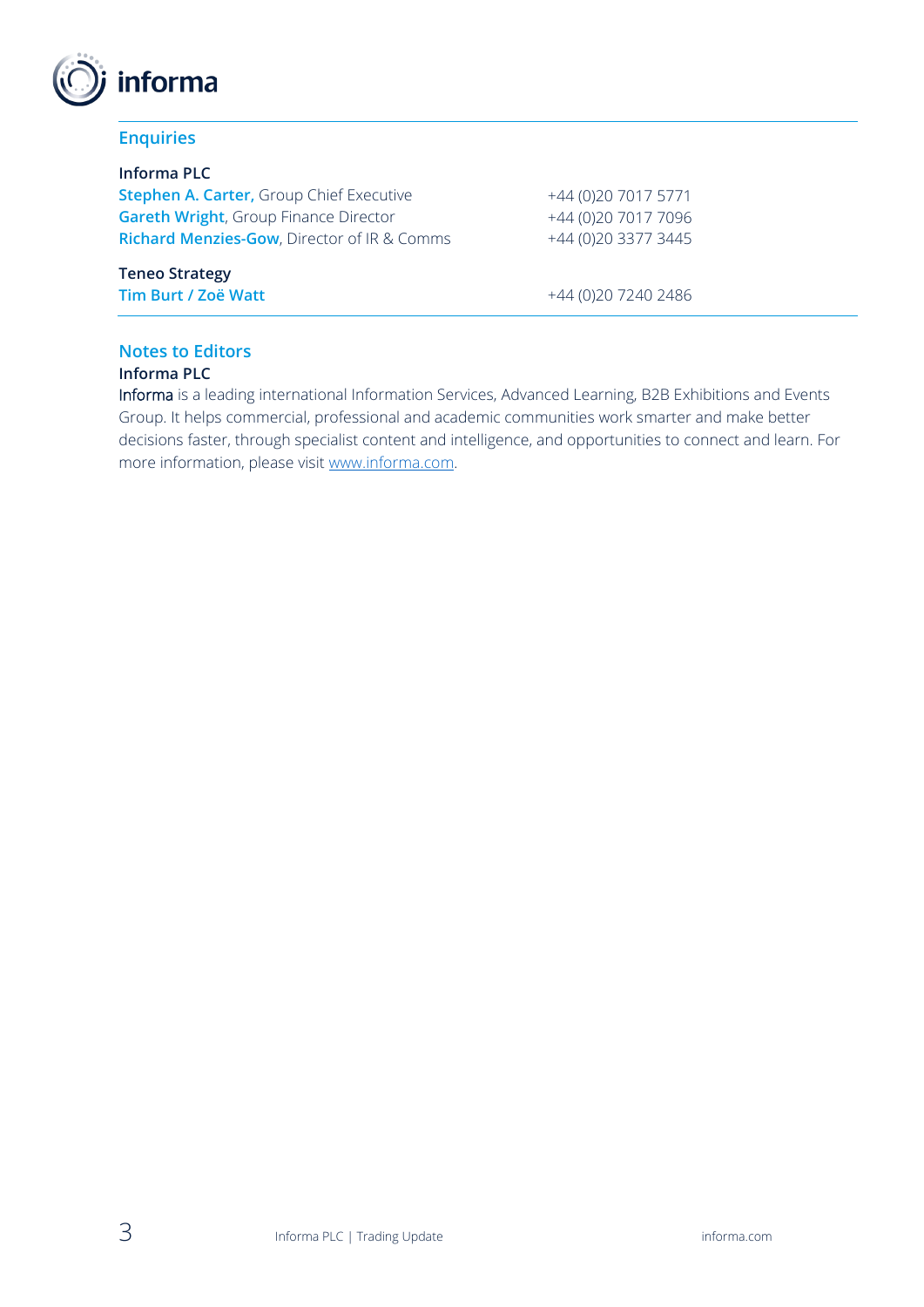## Enquiries

**Informa PLC**

| | |
|---|---|
| **Stephen A. Carter**, Group Chief Executive | +44 (0)20 7017 5771 |
| **Gareth Wright**, Group Finance Director | +44 (0)20 7017 7096 |
| **Richard Menzies-Gow**, Director of IR & Comms | +44 (0)20 3377 3445 |

**Teneo Strategy**

| | |
|---|---|
| **Tim Burt / Zoë Watt** | +44 (0)20 7240 2486 |

## Notes to Editors

**Informa PLC**

Informa is a leading international Information Services, Advanced Learning, B2B Exhibitions and Events Group. It helps commercial, professional and academic communities work smarter and make better decisions faster, through specialist content and intelligence, and opportunities to connect and learn. For more information, please visit www.informa.com.